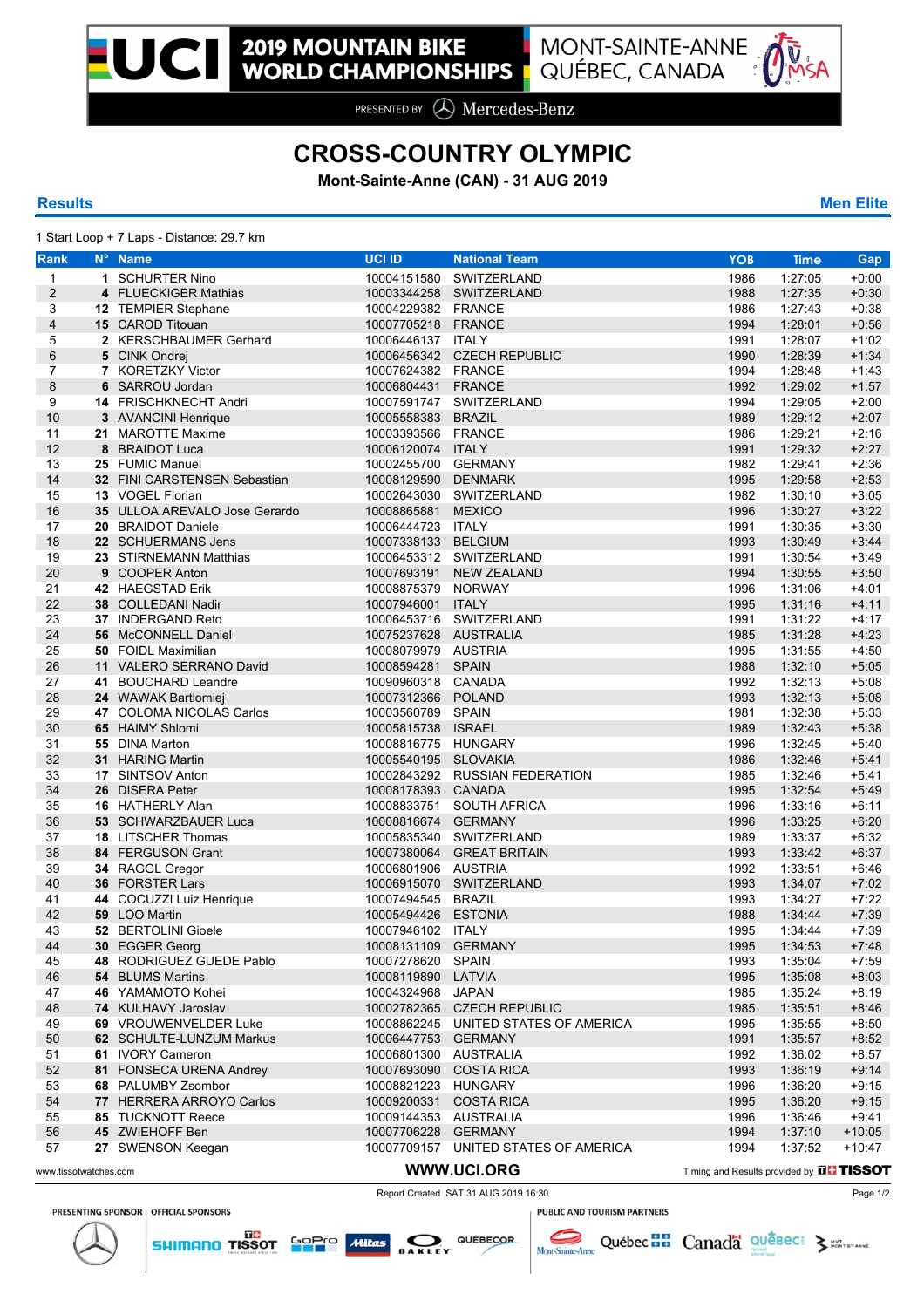# 2019 MOUNTAIN BIKE WORLD CHAMPIONSHIPS

MONT-SAINTE-ANNE QUÉBEC, CANADA

PRESENTED BY Mercedes-Benz

## CROSS-COUNTRY OLYMPIC

**Mont-Sainte-Anne (CAN) - 31 AUG 2019**

**Results** **Men Elite**

1 Start Loop + 7 Laps - Distance: 29.7 km

| Rank | N° | Name | UCI ID | National Team | YOB | Time | Gap |
|---|---|---|---|---|---|---|---|
| 1 | 1 | SCHURTER Nino | 10004151580 | SWITZERLAND | 1986 | 1:27:05 | +0:00 |
| 2 | 4 | FLUECKIGER Mathias | 10003344258 | SWITZERLAND | 1988 | 1:27:35 | +0:30 |
| 3 | 12 | TEMPIER Stephane | 10004229382 | FRANCE | 1986 | 1:27:43 | +0:38 |
| 4 | 15 | CAROD Titouan | 10007705218 | FRANCE | 1994 | 1:28:01 | +0:56 |
| 5 | 2 | KERSCHBAUMER Gerhard | 10006446137 | ITALY | 1991 | 1:28:07 | +1:02 |
| 6 | 5 | CINK Ondrej | 10006456342 | CZECH REPUBLIC | 1990 | 1:28:39 | +1:34 |
| 7 | 7 | KORETZKY Victor | 10007624382 | FRANCE | 1994 | 1:28:48 | +1:43 |
| 8 | 6 | SARROU Jordan | 10006804431 | FRANCE | 1992 | 1:29:02 | +1:57 |
| 9 | 14 | FRISCHKNECHT Andri | 10007591747 | SWITZERLAND | 1994 | 1:29:05 | +2:00 |
| 10 | 3 | AVANCINI Henrique | 10005558383 | BRAZIL | 1989 | 1:29:12 | +2:07 |
| 11 | 21 | MAROTTE Maxime | 10003393566 | FRANCE | 1986 | 1:29:21 | +2:16 |
| 12 | 8 | BRAIDOT Luca | 10006120074 | ITALY | 1991 | 1:29:32 | +2:27 |
| 13 | 25 | FUMIC Manuel | 10002455700 | GERMANY | 1982 | 1:29:41 | +2:36 |
| 14 | 32 | FINI CARSTENSEN Sebastian | 10008129590 | DENMARK | 1995 | 1:29:58 | +2:53 |
| 15 | 13 | VOGEL Florian | 10002643030 | SWITZERLAND | 1982 | 1:30:10 | +3:05 |
| 16 | 35 | ULLOA AREVALO Jose Gerardo | 10008865881 | MEXICO | 1996 | 1:30:27 | +3:22 |
| 17 | 20 | BRAIDOT Daniele | 10006444723 | ITALY | 1991 | 1:30:35 | +3:30 |
| 18 | 22 | SCHUERMANS Jens | 10007338133 | BELGIUM | 1993 | 1:30:49 | +3:44 |
| 19 | 23 | STIRNEMANN Matthias | 10006453312 | SWITZERLAND | 1991 | 1:30:54 | +3:49 |
| 20 | 9 | COOPER Anton | 10007693191 | NEW ZEALAND | 1994 | 1:30:55 | +3:50 |
| 21 | 42 | HAEGSTAD Erik | 10008875379 | NORWAY | 1996 | 1:31:06 | +4:01 |
| 22 | 38 | COLLEDANI Nadir | 10007946001 | ITALY | 1995 | 1:31:16 | +4:11 |
| 23 | 37 | INDERGAND Reto | 10006453716 | SWITZERLAND | 1991 | 1:31:22 | +4:17 |
| 24 | 56 | McCONNELL Daniel | 10075237628 | AUSTRALIA | 1985 | 1:31:28 | +4:23 |
| 25 | 50 | FOIDL Maximilian | 10008079979 | AUSTRIA | 1995 | 1:31:55 | +4:50 |
| 26 | 11 | VALERO SERRANO David | 10008594281 | SPAIN | 1988 | 1:32:10 | +5:05 |
| 27 | 41 | BOUCHARD Leandre | 10090960318 | CANADA | 1992 | 1:32:13 | +5:08 |
| 28 | 24 | WAWAK Bartlomiej | 10007312366 | POLAND | 1993 | 1:32:13 | +5:08 |
| 29 | 47 | COLOMA NICOLAS Carlos | 10003560789 | SPAIN | 1981 | 1:32:38 | +5:33 |
| 30 | 65 | HAIMY Shlomi | 10005815738 | ISRAEL | 1989 | 1:32:43 | +5:38 |
| 31 | 55 | DINA Marton | 10008816775 | HUNGARY | 1996 | 1:32:45 | +5:40 |
| 32 | 31 | HARING Martin | 10005540195 | SLOVAKIA | 1986 | 1:32:46 | +5:41 |
| 33 | 17 | SINTSOV Anton | 10002843292 | RUSSIAN FEDERATION | 1985 | 1:32:46 | +5:41 |
| 34 | 26 | DISERA Peter | 10008178393 | CANADA | 1995 | 1:32:54 | +5:49 |
| 35 | 16 | HATHERLY Alan | 10008833751 | SOUTH AFRICA | 1996 | 1:33:16 | +6:11 |
| 36 | 53 | SCHWARZBAUER Luca | 10008816674 | GERMANY | 1996 | 1:33:25 | +6:20 |
| 37 | 18 | LITSCHER Thomas | 10005835340 | SWITZERLAND | 1989 | 1:33:37 | +6:32 |
| 38 | 84 | FERGUSON Grant | 10007380064 | GREAT BRITAIN | 1993 | 1:33:42 | +6:37 |
| 39 | 34 | RAGGL Gregor | 10006801906 | AUSTRIA | 1992 | 1:33:51 | +6:46 |
| 40 | 36 | FORSTER Lars | 10006915070 | SWITZERLAND | 1993 | 1:34:07 | +7:02 |
| 41 | 44 | COCUZZI Luiz Henrique | 10007494545 | BRAZIL | 1993 | 1:34:27 | +7:22 |
| 42 | 59 | LOO Martin | 10005494426 | ESTONIA | 1988 | 1:34:44 | +7:39 |
| 43 | 52 | BERTOLINI Gioele | 10007946102 | ITALY | 1995 | 1:34:44 | +7:39 |
| 44 | 30 | EGGER Georg | 10008131109 | GERMANY | 1995 | 1:34:53 | +7:48 |
| 45 | 48 | RODRIGUEZ GUEDE Pablo | 10007278620 | SPAIN | 1993 | 1:35:04 | +7:59 |
| 46 | 54 | BLUMS Martins | 10008119890 | LATVIA | 1995 | 1:35:08 | +8:03 |
| 47 | 46 | YAMAMOTO Kohei | 10004324968 | JAPAN | 1985 | 1:35:24 | +8:19 |
| 48 | 74 | KULHAVY Jaroslav | 10002782365 | CZECH REPUBLIC | 1985 | 1:35:51 | +8:46 |
| 49 | 69 | VROUWENVELDER Luke | 10008862245 | UNITED STATES OF AMERICA | 1995 | 1:35:55 | +8:50 |
| 50 | 62 | SCHULTE-LUNZUM Markus | 10006447753 | GERMANY | 1991 | 1:35:57 | +8:52 |
| 51 | 61 | IVORY Cameron | 10006801300 | AUSTRALIA | 1992 | 1:36:02 | +8:57 |
| 52 | 81 | FONSECA URENA Andrey | 10007693090 | COSTA RICA | 1993 | 1:36:19 | +9:14 |
| 53 | 68 | PALUMBY Zsombor | 10008821223 | HUNGARY | 1996 | 1:36:20 | +9:15 |
| 54 | 77 | HERRERA ARROYO Carlos | 10009200331 | COSTA RICA | 1995 | 1:36:20 | +9:15 |
| 55 | 85 | TUCKNOTT Reece | 10009144353 | AUSTRALIA | 1996 | 1:36:46 | +9:41 |
| 56 | 45 | ZWIEHOFF Ben | 10007706228 | GERMANY | 1994 | 1:37:10 | +10:05 |
| 57 | 27 | SWENSON Keegan | 10007709157 | UNITED STATES OF AMERICA | 1994 | 1:37:52 | +10:47 |

www.tissotwatches.com WWW.UCI.ORG Timing and Results provided by TISSOT

Report Created SAT 31 AUG 2019 16:30

PRESENTING SPONSOR | OFFICIAL SPONSORS — PUBLIC AND TOURISM PARTNERS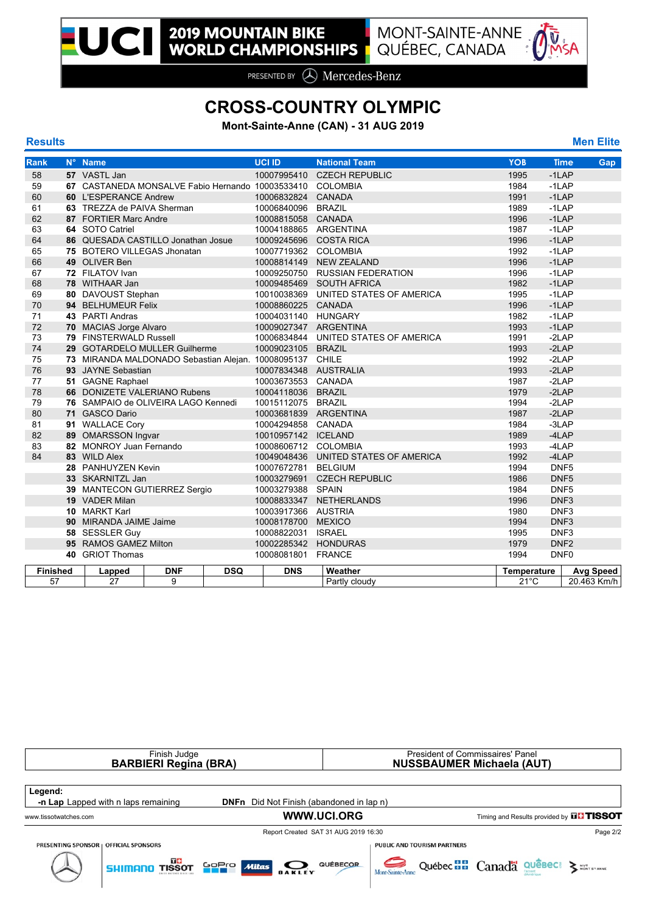# CROSS-COUNTRY OLYMPIC

**Mont-Sainte-Anne (CAN) - 31 AUG 2019**

**Results** **Men Elite**

| Rank | N° | Name | UCI ID | National Team | YOB | Time | Gap |
|---|---|---|---|---|---|---|---|
| 58 | **57** | VASTL Jan | 10007995410 | CZECH REPUBLIC | 1995 | -1LAP | |
| 59 | **67** | CASTANEDA MONSALVE Fabio Hernando | 10003533410 | COLOMBIA | 1984 | -1LAP | |
| 60 | **60** | L'ESPERANCE Andrew | 10006832824 | CANADA | 1991 | -1LAP | |
| 61 | **63** | TREZZA de PAIVA Sherman | 10006840096 | BRAZIL | 1989 | -1LAP | |
| 62 | **87** | FORTIER Marc Andre | 10008815058 | CANADA | 1996 | -1LAP | |
| 63 | **64** | SOTO Catriel | 10004188865 | ARGENTINA | 1987 | -1LAP | |
| 64 | **86** | QUESADA CASTILLO Jonathan Josue | 10009245696 | COSTA RICA | 1996 | -1LAP | |
| 65 | **75** | BOTERO VILLEGAS Jhonatan | 10007719362 | COLOMBIA | 1992 | -1LAP | |
| 66 | **49** | OLIVER Ben | 10008814149 | NEW ZEALAND | 1996 | -1LAP | |
| 67 | **72** | FILATOV Ivan | 10009250750 | RUSSIAN FEDERATION | 1996 | -1LAP | |
| 68 | **78** | WITHAAR Jan | 10009485469 | SOUTH AFRICA | 1982 | -1LAP | |
| 69 | **80** | DAVOUST Stephan | 10010038369 | UNITED STATES OF AMERICA | 1995 | -1LAP | |
| 70 | **94** | BELHUMEUR Felix | 10008860225 | CANADA | 1996 | -1LAP | |
| 71 | **43** | PARTI Andras | 10004031140 | HUNGARY | 1982 | -1LAP | |
| 72 | **70** | MACIAS Jorge Alvaro | 10009027347 | ARGENTINA | 1993 | -1LAP | |
| 73 | **79** | FINSTERWALD Russell | 10006834844 | UNITED STATES OF AMERICA | 1991 | -2LAP | |
| 74 | **29** | GOTARDELO MULLER Guilherme | 10009023105 | BRAZIL | 1993 | -2LAP | |
| 75 | **73** | MIRANDA MALDONADO Sebastian Alejan. | 10008095137 | CHILE | 1992 | -2LAP | |
| 76 | **93** | JAYNE Sebastian | 10007834348 | AUSTRALIA | 1993 | -2LAP | |
| 77 | **51** | GAGNE Raphael | 10003673553 | CANADA | 1987 | -2LAP | |
| 78 | **66** | DONIZETE VALERIANO Rubens | 10004118036 | BRAZIL | 1979 | -2LAP | |
| 79 | **76** | SAMPAIO de OLIVEIRA LAGO Kennedi | 10015112075 | BRAZIL | 1994 | -2LAP | |
| 80 | **71** | GASCO Dario | 10003681839 | ARGENTINA | 1987 | -2LAP | |
| 81 | **91** | WALLACE Cory | 10004294858 | CANADA | 1984 | -3LAP | |
| 82 | **89** | OMARSSON Ingvar | 10010957142 | ICELAND | 1989 | -4LAP | |
| 83 | **82** | MONROY Juan Fernando | 10008606712 | COLOMBIA | 1993 | -4LAP | |
| 84 | **83** | WILD Alex | 10049048436 | UNITED STATES OF AMERICA | 1992 | -4LAP | |
| | **28** | PANHUYZEN Kevin | 10007672781 | BELGIUM | 1994 | DNF5 | |
| | **33** | SKARNITZL Jan | 10003279691 | CZECH REPUBLIC | 1986 | DNF5 | |
| | **39** | MANTECON GUTIERREZ Sergio | 10003279388 | SPAIN | 1984 | DNF5 | |
| | **19** | VADER Milan | 10008833347 | NETHERLANDS | 1996 | DNF3 | |
| | **10** | MARKT Karl | 10003917366 | AUSTRIA | 1980 | DNF3 | |
| | **90** | MIRANDA JAIME Jaime | 10008178700 | MEXICO | 1994 | DNF3 | |
| | **58** | SESSLER Guy | 10008822031 | ISRAEL | 1995 | DNF3 | |
| | **95** | RAMOS GAMEZ Milton | 10002285342 | HONDURAS | 1979 | DNF2 | |
| | **40** | GRIOT Thomas | 10008081801 | FRANCE | 1994 | DNF0 | |

| Finished | Lapped | DNF | DSQ | DNS | Weather | Temperature | Avg Speed |
|---|---|---|---|---|---|---|---|
| 57 | 27 | 9 | | | Partly cloudy | 21°C | 20.463 Km/h |

| Finish Judge | President of Commissaires' Panel |
|---|---|
| **BARBIERI Regina (BRA)** | **NUSSBAUMER Michaela (AUT)** |

**Legend:**
**-n Lap** Lapped with n laps remaining **DNFn** Did Not Finish (abandoned in lap n)

www.tissotwatches.com **WWW.UCI.ORG** Timing and Results provided by TISSOT

Report Created SAT 31 AUG 2019 16:30